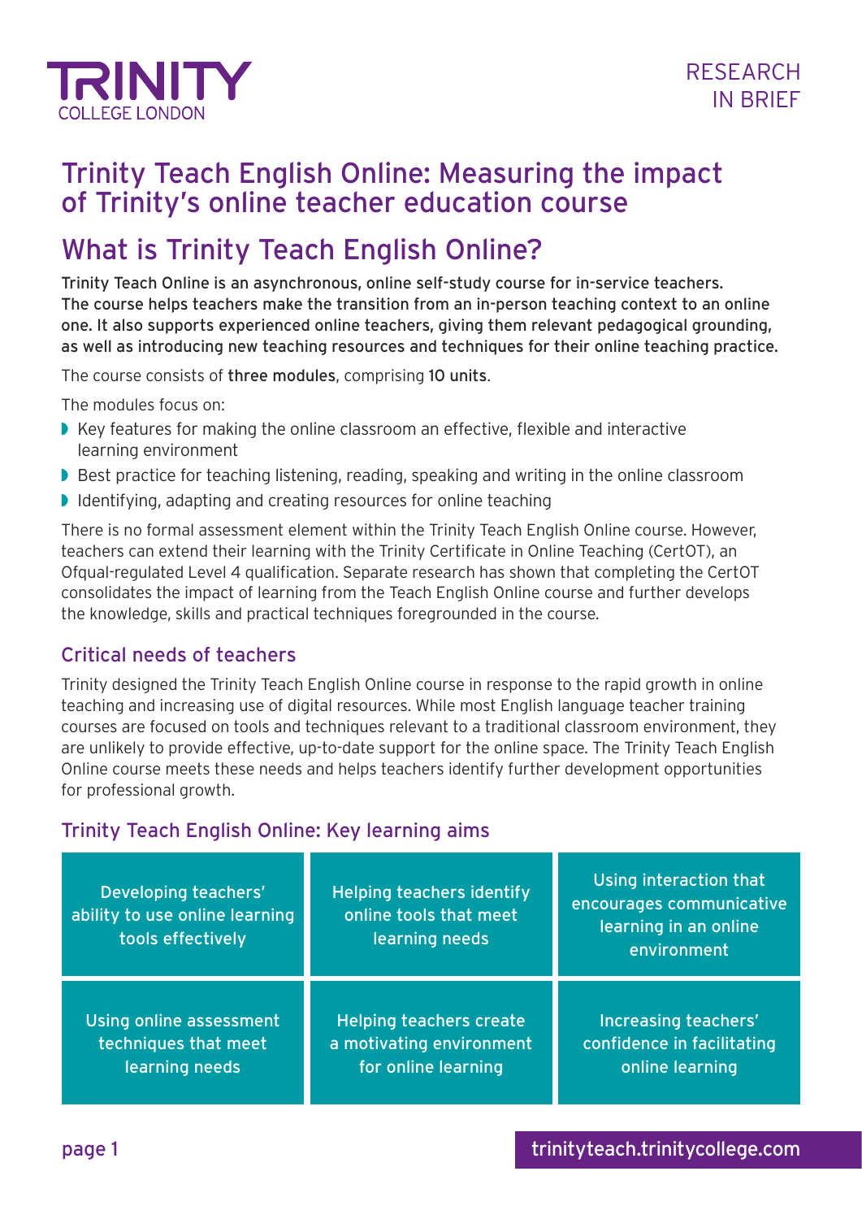TRINITY COLLEGE LONDON

RESEARCH IN BRIEF

# Trinity Teach English Online: Measuring the impact of Trinity's online teacher education course

## What is Trinity Teach English Online?

**Trinity Teach Online is an asynchronous, online self-study course for in-service teachers. The course helps teachers make the transition from an in-person teaching context to an online one. It also supports experienced online teachers, giving them relevant pedagogical grounding, as well as introducing new teaching resources and techniques for their online teaching practice.**

The course consists of **three modules**, comprising **10 units**.

The modules focus on:

- Key features for making the online classroom an effective, flexible and interactive learning environment
- Best practice for teaching listening, reading, speaking and writing in the online classroom
- Identifying, adapting and creating resources for online teaching

There is no formal assessment element within the Trinity Teach English Online course. However, teachers can extend their learning with the Trinity Certificate in Online Teaching (CertOT), an Ofqual-regulated Level 4 qualification. Separate research has shown that completing the CertOT consolidates the impact of learning from the Teach English Online course and further develops the knowledge, skills and practical techniques foregrounded in the course.

### Critical needs of teachers

Trinity designed the Trinity Teach English Online course in response to the rapid growth in online teaching and increasing use of digital resources. While most English language teacher training courses are focused on tools and techniques relevant to a traditional classroom environment, they are unlikely to provide effective, up-to-date support for the online space. The Trinity Teach English Online course meets these needs and helps teachers identify further development opportunities for professional growth.

### Trinity Teach English Online: Key learning aims

| | | |
|---|---|---|
| Developing teachers' ability to use online learning tools effectively | Helping teachers identify online tools that meet learning needs | Using interaction that encourages communicative learning in an online environment |
| Using online assessment techniques that meet learning needs | Helping teachers create a motivating environment for online learning | Increasing teachers' confidence in facilitating online learning |

trinityteach.trinitycollege.com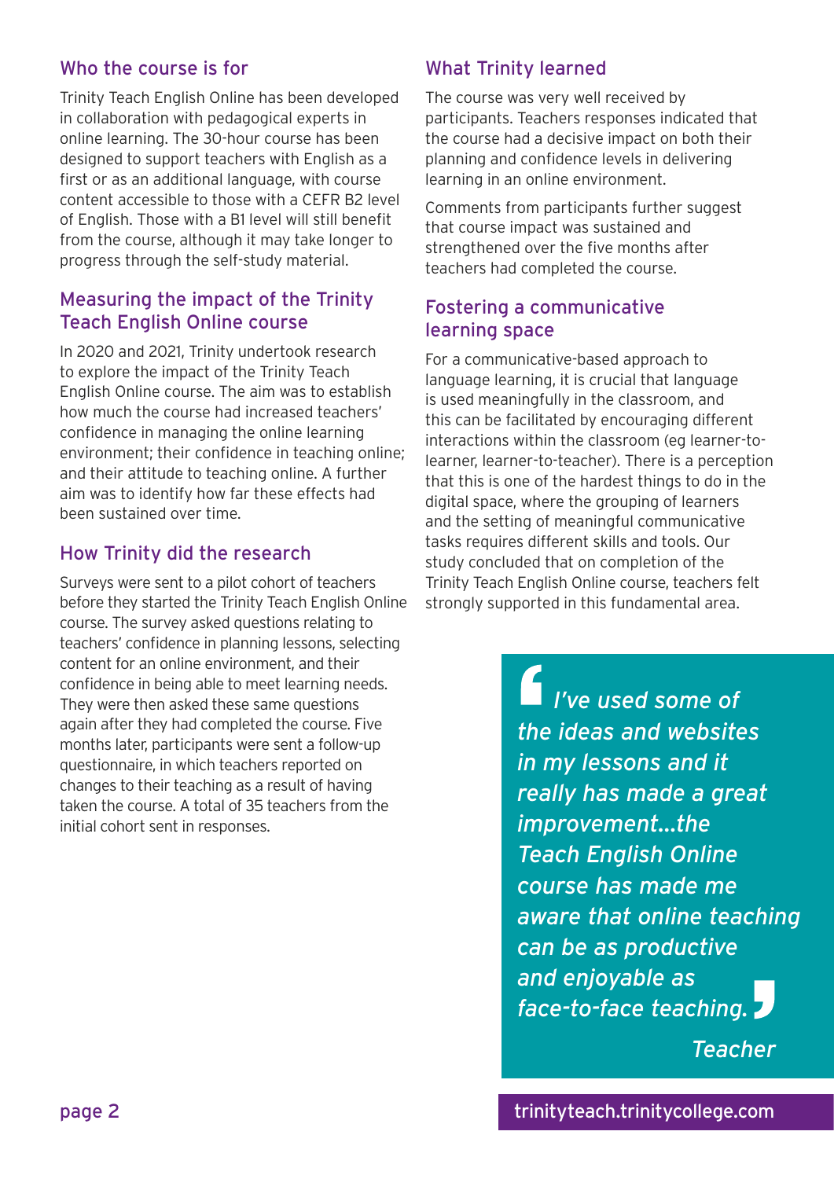## Who the course is for

Trinity Teach English Online has been developed in collaboration with pedagogical experts in online learning. The 30-hour course has been designed to support teachers with English as a first or as an additional language, with course content accessible to those with a CEFR B2 level of English. Those with a B1 level will still benefit from the course, although it may take longer to progress through the self-study material.

## Measuring the impact of the Trinity Teach English Online course

In 2020 and 2021, Trinity undertook research to explore the impact of the Trinity Teach English Online course. The aim was to establish how much the course had increased teachers' confidence in managing the online learning environment; their confidence in teaching online; and their attitude to teaching online. A further aim was to identify how far these effects had been sustained over time.

## How Trinity did the research

Surveys were sent to a pilot cohort of teachers before they started the Trinity Teach English Online course. The survey asked questions relating to teachers' confidence in planning lessons, selecting content for an online environment, and their confidence in being able to meet learning needs. They were then asked these same questions again after they had completed the course. Five months later, participants were sent a follow-up questionnaire, in which teachers reported on changes to their teaching as a result of having taken the course. A total of 35 teachers from the initial cohort sent in responses.

## What Trinity learned

The course was very well received by participants. Teachers responses indicated that the course had a decisive impact on both their planning and confidence levels in delivering learning in an online environment.

Comments from participants further suggest that course impact was sustained and strengthened over the five months after teachers had completed the course.

## Fostering a communicative learning space

For a communicative-based approach to language learning, it is crucial that language is used meaningfully in the classroom, and this can be facilitated by encouraging different interactions within the classroom (eg learner-to-learner, learner-to-teacher). There is a perception that this is one of the hardest things to do in the digital space, where the grouping of learners and the setting of meaningful communicative tasks requires different skills and tools. Our study concluded that on completion of the Trinity Teach English Online course, teachers felt strongly supported in this fundamental area.

> *"I've used some of the ideas and websites in my lessons and it really has made a great improvement…the Teach English Online course has made me aware that online teaching can be as productive and enjoyable as face-to-face teaching."*
>
> *Teacher*

trinityteach.trinitycollege.com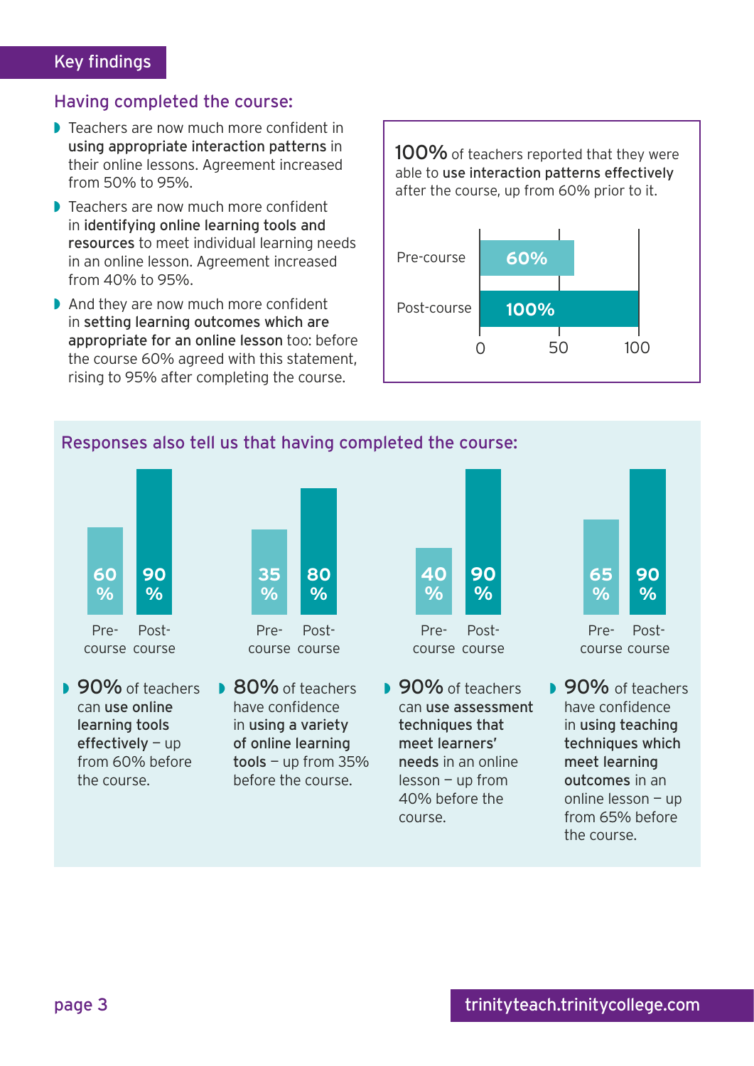## Key findings

### Having completed the course:

- Teachers are now much more confident in **using appropriate interaction patterns** in their online lessons. Agreement increased from 50% to 95%.
- Teachers are now much more confident in **identifying online learning tools and resources** to meet individual learning needs in an online lesson. Agreement increased from 40% to 95%.
- And they are now much more confident in **setting learning outcomes which are appropriate for an online lesson** too: before the course 60% agreed with this statement, rising to 95% after completing the course.

**100%** of teachers reported that they were able to **use interaction patterns effectively** after the course, up from 60% prior to it.

| | % |
|---|---|
| Pre-course | 60% |
| Post-course | 100% |

### Responses also tell us that having completed the course:

| | Pre-course | Post-course |
|---|---|---|
| Use online learning tools effectively | 60% | 90% |
| Confidence in using a variety of online learning tools | 35% | 80% |
| Use assessment techniques that meet learners' needs | 40% | 90% |
| Confidence in using teaching techniques which meet learning outcomes | 65% | 90% |

- **90%** of teachers can **use online learning tools effectively** – up from 60% before the course.
- **80%** of teachers have confidence in **using a variety of online learning tools** – up from 35% before the course.
- **90%** of teachers can **use assessment techniques that meet learners' needs** in an online lesson – up from 40% before the course.
- **90%** of teachers have confidence in **using teaching techniques which meet learning outcomes** in an online lesson – up from 65% before the course.

trinityteach.trinitycollege.com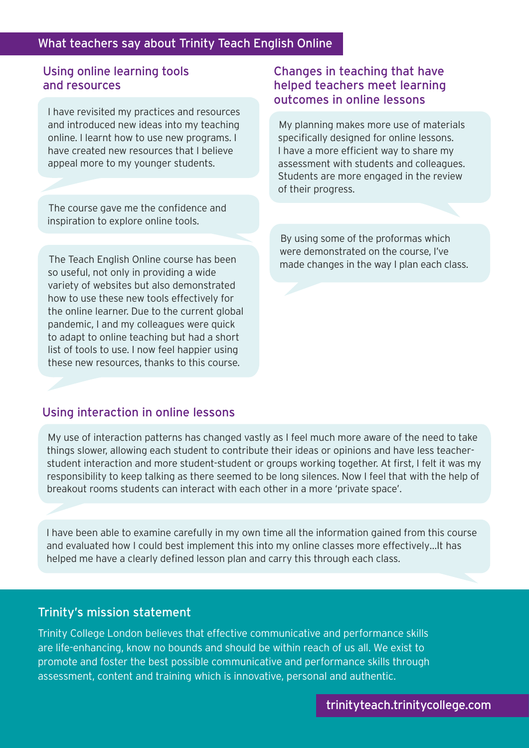## What teachers say about Trinity Teach English Online

### Using online learning tools and resources

I have revisited my practices and resources and introduced new ideas into my teaching online. I learnt how to use new programs. I have created new resources that I believe appeal more to my younger students.

The course gave me the confidence and inspiration to explore online tools.

The Teach English Online course has been so useful, not only in providing a wide variety of websites but also demonstrated how to use these new tools effectively for the online learner. Due to the current global pandemic, I and my colleagues were quick to adapt to online teaching but had a short list of tools to use. I now feel happier using these new resources, thanks to this course.

### Changes in teaching that have helped teachers meet learning outcomes in online lessons

My planning makes more use of materials specifically designed for online lessons. I have a more efficient way to share my assessment with students and colleagues. Students are more engaged in the review of their progress.

By using some of the proformas which were demonstrated on the course, I've made changes in the way I plan each class.

### Using interaction in online lessons

My use of interaction patterns has changed vastly as I feel much more aware of the need to take things slower, allowing each student to contribute their ideas or opinions and have less teacher-student interaction and more student-student or groups working together. At first, I felt it was my responsibility to keep talking as there seemed to be long silences. Now I feel that with the help of breakout rooms students can interact with each other in a more 'private space'.

I have been able to examine carefully in my own time all the information gained from this course and evaluated how I could best implement this into my online classes more effectively…It has helped me have a clearly defined lesson plan and carry this through each class.

### Trinity's mission statement

Trinity College London believes that effective communicative and performance skills are life-enhancing, know no bounds and should be within reach of us all. We exist to promote and foster the best possible communicative and performance skills through assessment, content and training which is innovative, personal and authentic.

trinityteach.trinitycollege.com